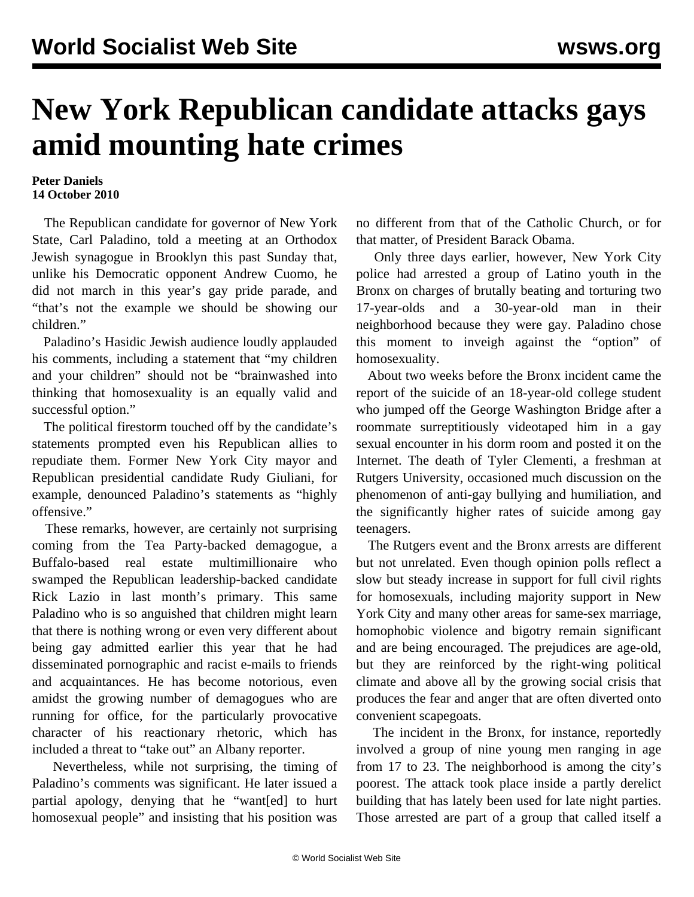# New York Republican candidate attacks gays amid mounting hate crimes

**Peter Daniels**
**14 October 2010**

The Republican candidate for governor of New York State, Carl Paladino, told a meeting at an Orthodox Jewish synagogue in Brooklyn this past Sunday that, unlike his Democratic opponent Andrew Cuomo, he did not march in this year's gay pride parade, and "that's not the example we should be showing our children."

Paladino's Hasidic Jewish audience loudly applauded his comments, including a statement that "my children and your children" should not be "brainwashed into thinking that homosexuality is an equally valid and successful option."

The political firestorm touched off by the candidate's statements prompted even his Republican allies to repudiate them. Former New York City mayor and Republican presidential candidate Rudy Giuliani, for example, denounced Paladino's statements as "highly offensive."

These remarks, however, are certainly not surprising coming from the Tea Party-backed demagogue, a Buffalo-based real estate multimillionaire who swamped the Republican leadership-backed candidate Rick Lazio in last month's primary. This same Paladino who is so anguished that children might learn that there is nothing wrong or even very different about being gay admitted earlier this year that he had disseminated pornographic and racist e-mails to friends and acquaintances. He has become notorious, even amidst the growing number of demagogues who are running for office, for the particularly provocative character of his reactionary rhetoric, which has included a threat to "take out" an Albany reporter.

Nevertheless, while not surprising, the timing of Paladino's comments was significant. He later issued a partial apology, denying that he "want[ed] to hurt homosexual people" and insisting that his position was no different from that of the Catholic Church, or for that matter, of President Barack Obama.

Only three days earlier, however, New York City police had arrested a group of Latino youth in the Bronx on charges of brutally beating and torturing two 17-year-olds and a 30-year-old man in their neighborhood because they were gay. Paladino chose this moment to inveigh against the "option" of homosexuality.

About two weeks before the Bronx incident came the report of the suicide of an 18-year-old college student who jumped off the George Washington Bridge after a roommate surreptitiously videotaped him in a gay sexual encounter in his dorm room and posted it on the Internet. The death of Tyler Clementi, a freshman at Rutgers University, occasioned much discussion on the phenomenon of anti-gay bullying and humiliation, and the significantly higher rates of suicide among gay teenagers.

The Rutgers event and the Bronx arrests are different but not unrelated. Even though opinion polls reflect a slow but steady increase in support for full civil rights for homosexuals, including majority support in New York City and many other areas for same-sex marriage, homophobic violence and bigotry remain significant and are being encouraged. The prejudices are age-old, but they are reinforced by the right-wing political climate and above all by the growing social crisis that produces the fear and anger that are often diverted onto convenient scapegoats.

The incident in the Bronx, for instance, reportedly involved a group of nine young men ranging in age from 17 to 23. The neighborhood is among the city's poorest. The attack took place inside a partly derelict building that has lately been used for late night parties. Those arrested are part of a group that called itself a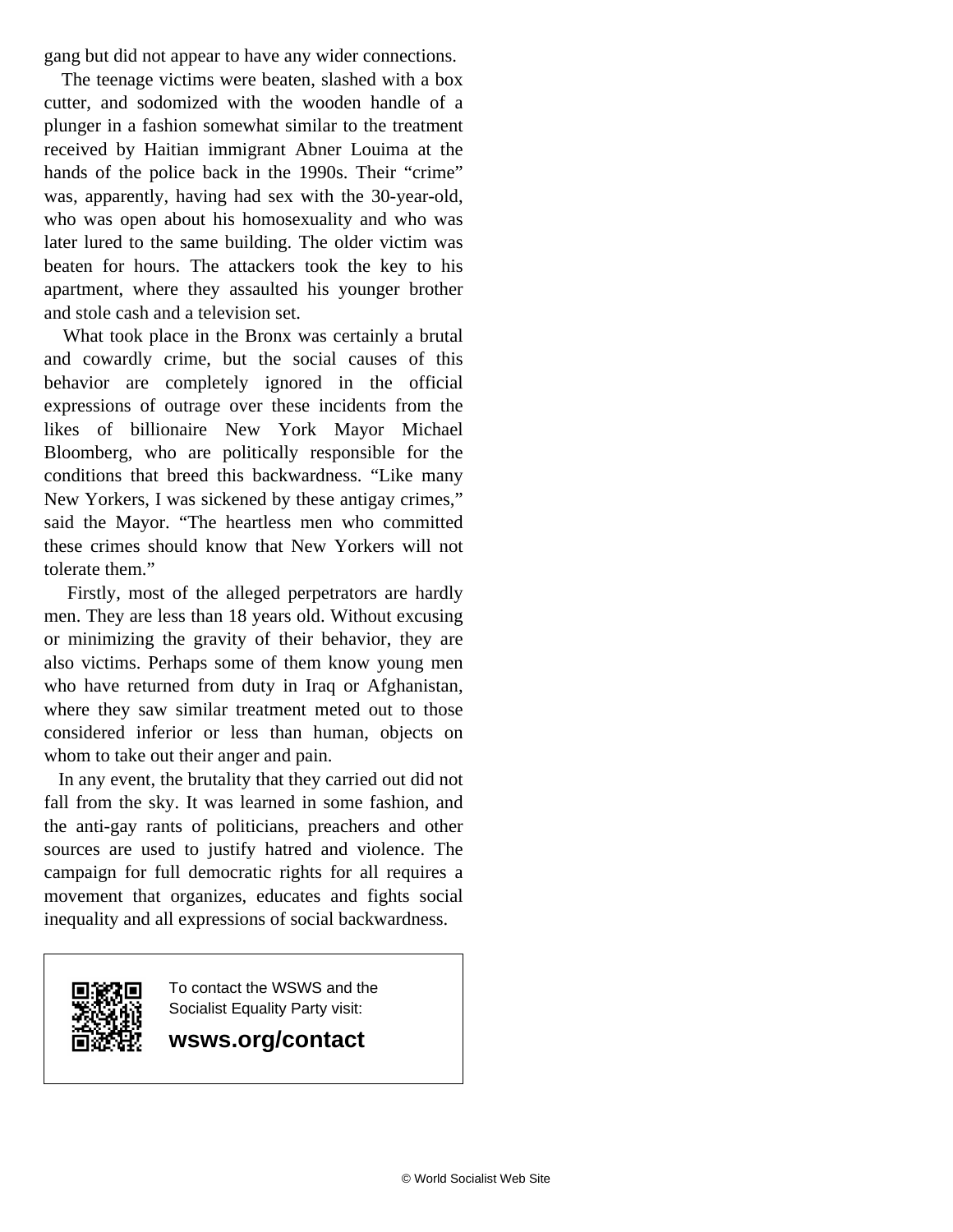gang but did not appear to have any wider connections.

The teenage victims were beaten, slashed with a box cutter, and sodomized with the wooden handle of a plunger in a fashion somewhat similar to the treatment received by Haitian immigrant Abner Louima at the hands of the police back in the 1990s. Their “crime” was, apparently, having had sex with the 30-year-old, who was open about his homosexuality and who was later lured to the same building. The older victim was beaten for hours. The attackers took the key to his apartment, where they assaulted his younger brother and stole cash and a television set.

What took place in the Bronx was certainly a brutal and cowardly crime, but the social causes of this behavior are completely ignored in the official expressions of outrage over these incidents from the likes of billionaire New York Mayor Michael Bloomberg, who are politically responsible for the conditions that breed this backwardness. “Like many New Yorkers, I was sickened by these antigay crimes,” said the Mayor. “The heartless men who committed these crimes should know that New Yorkers will not tolerate them.”

Firstly, most of the alleged perpetrators are hardly men. They are less than 18 years old. Without excusing or minimizing the gravity of their behavior, they are also victims. Perhaps some of them know young men who have returned from duty in Iraq or Afghanistan, where they saw similar treatment meted out to those considered inferior or less than human, objects on whom to take out their anger and pain.

In any event, the brutality that they carried out did not fall from the sky. It was learned in some fashion, and the anti-gay rants of politicians, preachers and other sources are used to justify hatred and violence. The campaign for full democratic rights for all requires a movement that organizes, educates and fights social inequality and all expressions of social backwardness.

To contact the WSWS and the Socialist Equality Party visit:

**wsws.org/contact**